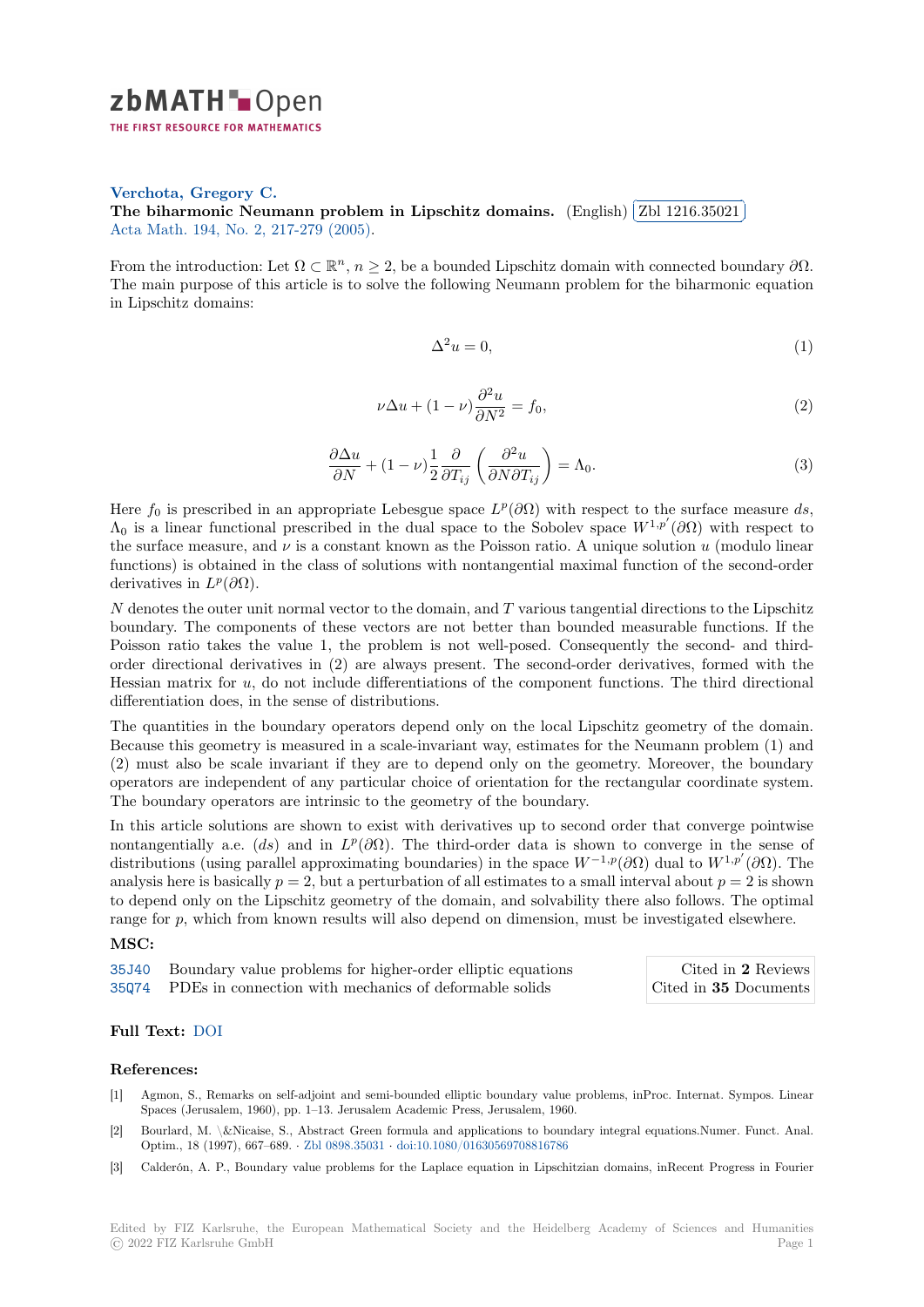zbMATH Open

THE FIRST RESOURCE FOR MATHEMATICS

**Verchota, Gregory C.**

**The biharmonic Neumann problem in Lipschitz domains.** (English) Zbl 1216.35021

Acta Math. 194, No. 2, 217-279 (2005).

From the introduction: Let $\Omega \subset \mathbb{R}^n$, $n \geq 2$, be a bounded Lipschitz domain with connected boundary $\partial\Omega$. The main purpose of this article is to solve the following Neumann problem for the biharmonic equation in Lipschitz domains:

$$\Delta^2 u = 0, \tag{1}$$

$$\nu \Delta u + (1-\nu)\frac{\partial^2 u}{\partial N^2} = f_0, \tag{2}$$

$$\frac{\partial \Delta u}{\partial N} + (1-\nu)\frac{1}{2}\frac{\partial}{\partial T_{ij}}\left(\frac{\partial^2 u}{\partial N \partial T_{ij}}\right) = \Lambda_0. \tag{3}$$

Here $f_0$ is prescribed in an appropriate Lebesgue space $L^p(\partial\Omega)$ with respect to the surface measure $ds$, $\Lambda_0$ is a linear functional prescribed in the dual space to the Sobolev space $W^{1,p'}(\partial\Omega)$ with respect to the surface measure, and $\nu$ is a constant known as the Poisson ratio. A unique solution $u$ (modulo linear functions) is obtained in the class of solutions with nontangential maximal function of the second-order derivatives in $L^p(\partial\Omega)$.

$N$ denotes the outer unit normal vector to the domain, and $T$ various tangential directions to the Lipschitz boundary. The components of these vectors are not better than bounded measurable functions. If the Poisson ratio takes the value 1, the problem is not well-posed. Consequently the second- and third-order directional derivatives in (2) are always present. The second-order derivatives, formed with the Hessian matrix for $u$, do not include differentiations of the component functions. The third directional differentiation does, in the sense of distributions.

The quantities in the boundary operators depend only on the local Lipschitz geometry of the domain. Because this geometry is measured in a scale-invariant way, estimates for the Neumann problem (1) and (2) must also be scale invariant if they are to depend only on the geometry. Moreover, the boundary operators are independent of any particular choice of orientation for the rectangular coordinate system. The boundary operators are intrinsic to the geometry of the boundary.

In this article solutions are shown to exist with derivatives up to second order that converge pointwise nontangentially a.e. ($ds$) and in $L^p(\partial\Omega)$. The third-order data is shown to converge in the sense of distributions (using parallel approximating boundaries) in the space $W^{-1,p}(\partial\Omega)$ dual to $W^{1,p'}(\partial\Omega)$. The analysis here is basically $p = 2$, but a perturbation of all estimates to a small interval about $p = 2$ is shown to depend only on the Lipschitz geometry of the domain, and solvability there also follows. The optimal range for $p$, which from known results will also depend on dimension, must be investigated elsewhere.

**MSC:**

| | | |
|---|---|---|
| 35J40 | Boundary value problems for higher-order elliptic equations | Cited in **2** Reviews |
| 35Q74 | PDEs in connection with mechanics of deformable solids | Cited in **35** Documents |

**Full Text:** DOI

**References:**

[1] Agmon, S., Remarks on self-adjoint and semi-bounded elliptic boundary value problems, inProc. Internat. Sympos. Linear Spaces (Jerusalem, 1960), pp. 1–13. Jerusalem Academic Press, Jerusalem, 1960.

[2] Bourlard, M. \&Nicaise, S., Abstract Green formula and applications to boundary integral equations.Numer. Funct. Anal. Optim., 18 (1997), 667–689. · Zbl 0898.35031 · doi:10.1080/01630569708816786

[3] Calderón, A. P., Boundary value problems for the Laplace equation in Lipschitzian domains, inRecent Progress in Fourier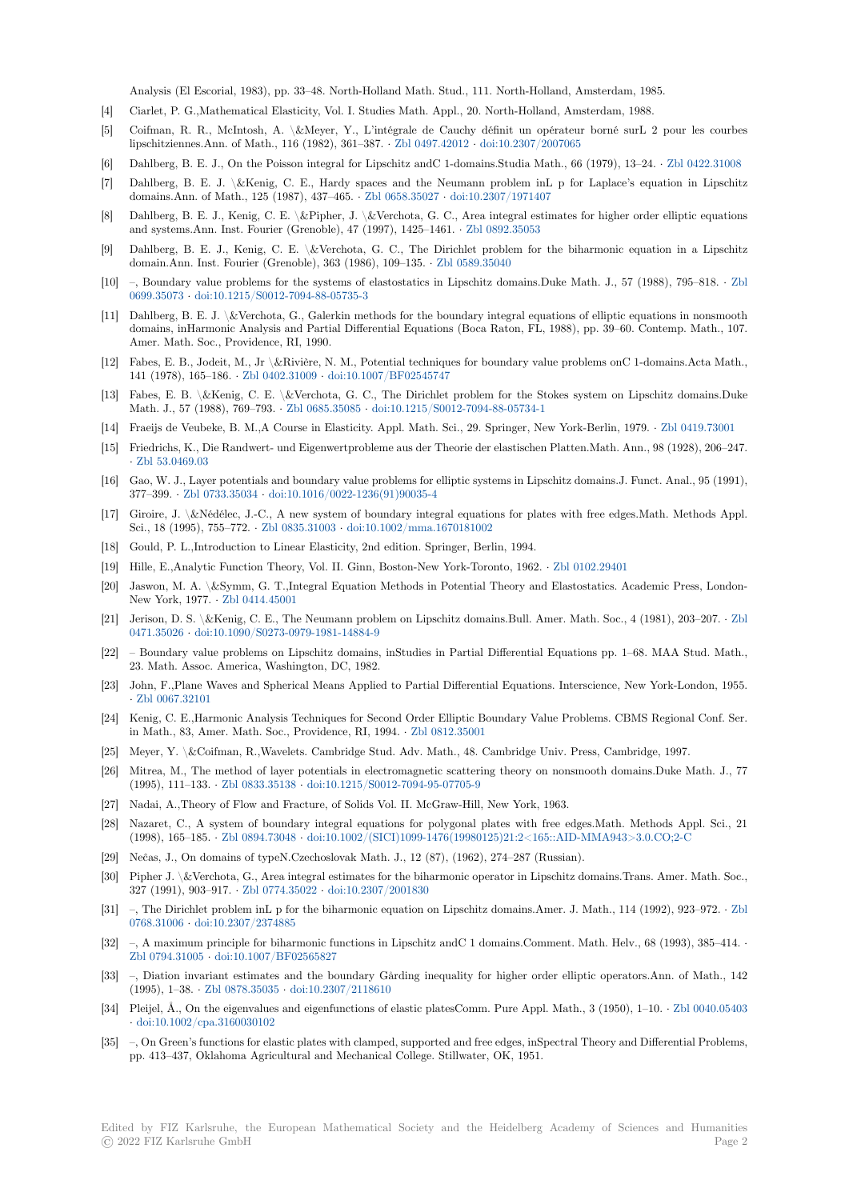Analysis (El Escorial, 1983), pp. 33–48. North-Holland Math. Stud., 111. North-Holland, Amsterdam, 1985.

[4] Ciarlet, P. G.,Mathematical Elasticity, Vol. I. Studies Math. Appl., 20. North-Holland, Amsterdam, 1988.

[5] Coifman, R. R., McIntosh, A. \&Meyer, Y., L'intégrale de Cauchy définit un opérateur borné surL 2 pour les courbes lipschitziennes.Ann. of Math., 116 (1982), 361–387. · Zbl 0497.42012 · doi:10.2307/2007065

[6] Dahlberg, B. E. J., On the Poisson integral for Lipschitz andC 1-domains.Studia Math., 66 (1979), 13–24. · Zbl 0422.31008

[7] Dahlberg, B. E. J. \&Kenig, C. E., Hardy spaces and the Neumann problem inL p for Laplace's equation in Lipschitz domains.Ann. of Math., 125 (1987), 437–465. · Zbl 0658.35027 · doi:10.2307/1971407

[8] Dahlberg, B. E. J., Kenig, C. E. \&Pipher, J. \&Verchota, G. C., Area integral estimates for higher order elliptic equations and systems.Ann. Inst. Fourier (Grenoble), 47 (1997), 1425–1461. · Zbl 0892.35053

[9] Dahlberg, B. E. J., Kenig, C. E. \&Verchota, G. C., The Dirichlet problem for the biharmonic equation in a Lipschitz domain.Ann. Inst. Fourier (Grenoble), 363 (1986), 109–135. · Zbl 0589.35040

[10] –, Boundary value problems for the systems of elastostatics in Lipschitz domains.Duke Math. J., 57 (1988), 795–818. · Zbl 0699.35073 · doi:10.1215/S0012-7094-88-05735-3

[11] Dahlberg, B. E. J. \&Verchota, G., Galerkin methods for the boundary integral equations of elliptic equations in nonsmooth domains, inHarmonic Analysis and Partial Differential Equations (Boca Raton, FL, 1988), pp. 39–60. Contemp. Math., 107. Amer. Math. Soc., Providence, RI, 1990.

[12] Fabes, E. B., Jodeit, M., Jr \&Rivière, N. M., Potential techniques for boundary value problems onC 1-domains.Acta Math., 141 (1978), 165–186. · Zbl 0402.31009 · doi:10.1007/BF02545747

[13] Fabes, E. B. \&Kenig, C. E. \&Verchota, G. C., The Dirichlet problem for the Stokes system on Lipschitz domains.Duke Math. J., 57 (1988), 769–793. · Zbl 0685.35085 · doi:10.1215/S0012-7094-88-05734-1

[14] Fraeijs de Veubeke, B. M.,A Course in Elasticity. Appl. Math. Sci., 29. Springer, New York-Berlin, 1979. · Zbl 0419.73001

[15] Friedrichs, K., Die Randwert- und Eigenwertprobleme aus der Theorie der elastischen Platten.Math. Ann., 98 (1928), 206–247. · Zbl 53.0469.03

[16] Gao, W. J., Layer potentials and boundary value problems for elliptic systems in Lipschitz domains.J. Funct. Anal., 95 (1991), 377–399. · Zbl 0733.35034 · doi:10.1016/0022-1236(91)90035-4

[17] Giroire, J. \&Nédélec, J.-C., A new system of boundary integral equations for plates with free edges.Math. Methods Appl. Sci., 18 (1995), 755–772. · Zbl 0835.31003 · doi:10.1002/mma.1670181002

[18] Gould, P. L.,Introduction to Linear Elasticity, 2nd edition. Springer, Berlin, 1994.

[19] Hille, E.,Analytic Function Theory, Vol. II. Ginn, Boston-New York-Toronto, 1962. · Zbl 0102.29401

[20] Jaswon, M. A. \&Symm, G. T.,Integral Equation Methods in Potential Theory and Elastostatics. Academic Press, London-New York, 1977. · Zbl 0414.45001

[21] Jerison, D. S. \&Kenig, C. E., The Neumann problem on Lipschitz domains.Bull. Amer. Math. Soc., 4 (1981), 203–207. · Zbl 0471.35026 · doi:10.1090/S0273-0979-1981-14884-9

[22] – Boundary value problems on Lipschitz domains, inStudies in Partial Differential Equations pp. 1–68. MAA Stud. Math., 23. Math. Assoc. America, Washington, DC, 1982.

[23] John, F.,Plane Waves and Spherical Means Applied to Partial Differential Equations. Interscience, New York-London, 1955. · Zbl 0067.32101

[24] Kenig, C. E.,Harmonic Analysis Techniques for Second Order Elliptic Boundary Value Problems. CBMS Regional Conf. Ser. in Math., 83, Amer. Math. Soc., Providence, RI, 1994. · Zbl 0812.35001

[25] Meyer, Y. \&Coifman, R.,Wavelets. Cambridge Stud. Adv. Math., 48. Cambridge Univ. Press, Cambridge, 1997.

[26] Mitrea, M., The method of layer potentials in electromagnetic scattering theory on nonsmooth domains.Duke Math. J., 77 (1995), 111–133. · Zbl 0833.35138 · doi:10.1215/S0012-7094-95-07705-9

[27] Nadai, A.,Theory of Flow and Fracture, of Solids Vol. II. McGraw-Hill, New York, 1963.

[28] Nazaret, C., A system of boundary integral equations for polygonal plates with free edges.Math. Methods Appl. Sci., 21 (1998), 165–185. · Zbl 0894.73048 · doi:10.1002/(SICI)1099-1476(19980125)21:2<165::AID-MMA943>3.0.CO;2-C

[29] Nečas, J., On domains of typeN.Czechoslovak Math. J., 12 (87), (1962), 274–287 (Russian).

[30] Pipher J. \&Verchota, G., Area integral estimates for the biharmonic operator in Lipschitz domains.Trans. Amer. Math. Soc., 327 (1991), 903–917. · Zbl 0774.35022 · doi:10.2307/2001830

[31] –, The Dirichlet problem inL p for the biharmonic equation on Lipschitz domains.Amer. J. Math., 114 (1992), 923–972. · Zbl 0768.31006 · doi:10.2307/2374885

[32] –, A maximum principle for biharmonic functions in Lipschitz andC 1 domains.Comment. Math. Helv., 68 (1993), 385–414. · Zbl 0794.31005 · doi:10.1007/BF02565827

[33] –, Diation invariant estimates and the boundary Gårding inequality for higher order elliptic operators.Ann. of Math., 142 (1995), 1–38. · Zbl 0878.35035 · doi:10.2307/2118610

[34] Pleijel, Å., On the eigenvalues and eigenfunctions of elastic platesComm. Pure Appl. Math., 3 (1950), 1–10. · Zbl 0040.05403 · doi:10.1002/cpa.3160030102

[35] –, On Green's functions for elastic plates with clamped, supported and free edges, inSpectral Theory and Differential Problems, pp. 413–437, Oklahoma Agricultural and Mechanical College. Stillwater, OK, 1951.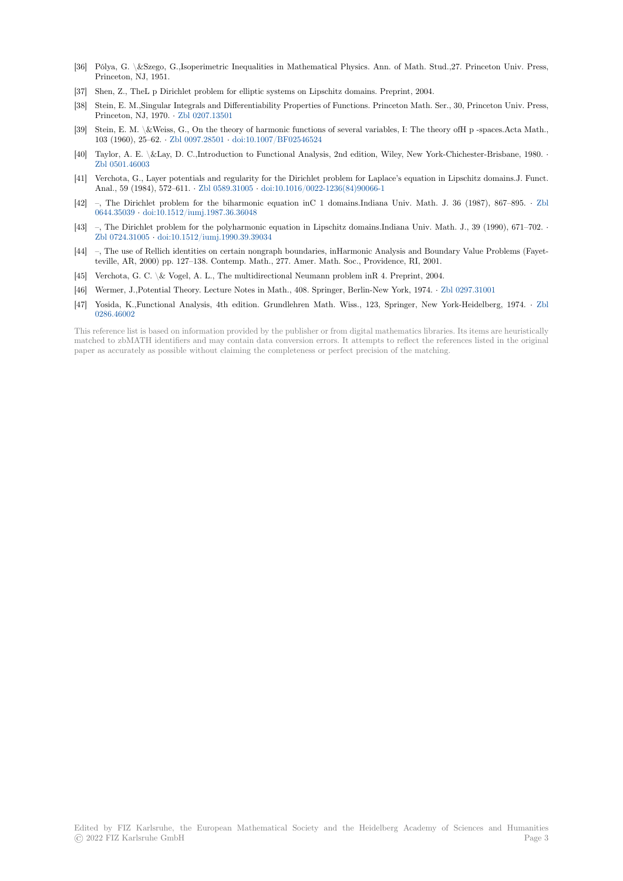[36] Pólya, G. \&Szego, G.,Isoperimetric Inequalities in Mathematical Physics. Ann. of Math. Stud.,27. Princeton Univ. Press, Princeton, NJ, 1951.

[37] Shen, Z., TheL p Dirichlet problem for elliptic systems on Lipschitz domains. Preprint, 2004.

[38] Stein, E. M.,Singular Integrals and Differentiability Properties of Functions. Princeton Math. Ser., 30, Princeton Univ. Press, Princeton, NJ, 1970. · Zbl 0207.13501

[39] Stein, E. M. \&Weiss, G., On the theory of harmonic functions of several variables, I: The theory ofH p -spaces.Acta Math., 103 (1960), 25–62. · Zbl 0097.28501 · doi:10.1007/BF02546524

[40] Taylor, A. E. \&Lay, D. C.,Introduction to Functional Analysis, 2nd edition, Wiley, New York-Chichester-Brisbane, 1980. · Zbl 0501.46003

[41] Verchota, G., Layer potentials and regularity for the Dirichlet problem for Laplace's equation in Lipschitz domains.J. Funct. Anal., 59 (1984), 572–611. · Zbl 0589.31005 · doi:10.1016/0022-1236(84)90066-1

[42] –, The Dirichlet problem for the biharmonic equation inC 1 domains.Indiana Univ. Math. J. 36 (1987), 867–895. · Zbl 0644.35039 · doi:10.1512/iumj.1987.36.36048

[43] –, The Dirichlet problem for the polyharmonic equation in Lipschitz domains.Indiana Univ. Math. J., 39 (1990), 671–702. · Zbl 0724.31005 · doi:10.1512/iumj.1990.39.39034

[44] –, The use of Rellich identities on certain nongraph boundaries, inHarmonic Analysis and Boundary Value Problems (Fayetteville, AR, 2000) pp. 127–138. Contemp. Math., 277. Amer. Math. Soc., Providence, RI, 2001.

[45] Verchota, G. C. \& Vogel, A. L., The multidirectional Neumann problem inR 4. Preprint, 2004.

[46] Wermer, J.,Potential Theory. Lecture Notes in Math., 408. Springer, Berlin-New York, 1974. · Zbl 0297.31001

[47] Yosida, K.,Functional Analysis, 4th edition. Grundlehren Math. Wiss., 123, Springer, New York-Heidelberg, 1974. · Zbl 0286.46002

This reference list is based on information provided by the publisher or from digital mathematics libraries. Its items are heuristically matched to zbMATH identifiers and may contain data conversion errors. It attempts to reflect the references listed in the original paper as accurately as possible without claiming the completeness or perfect precision of the matching.